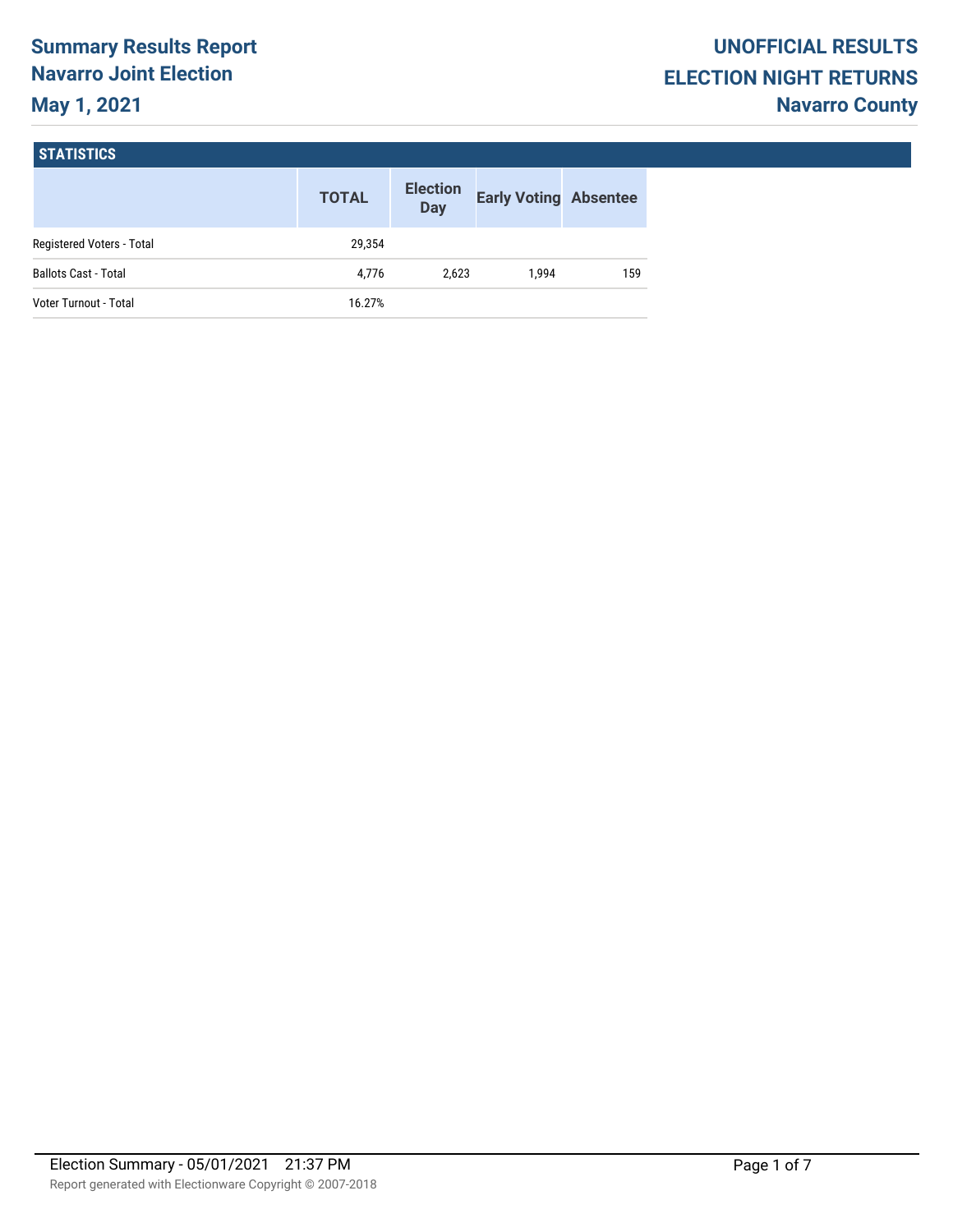# Summary Results Report
## Navarro Joint Election
## May 1, 2021

# UNOFFICIAL RESULTS
## ELECTION NIGHT RETURNS
## Navarro County

### STATISTICS

| | TOTAL | Election Day | Early Voting | Absentee |
|---|---|---|---|---|
| Registered Voters - Total | 29,354 | | | |
| Ballots Cast - Total | 4,776 | 2,623 | 1,994 | 159 |
| Voter Turnout - Total | 16.27% | | | |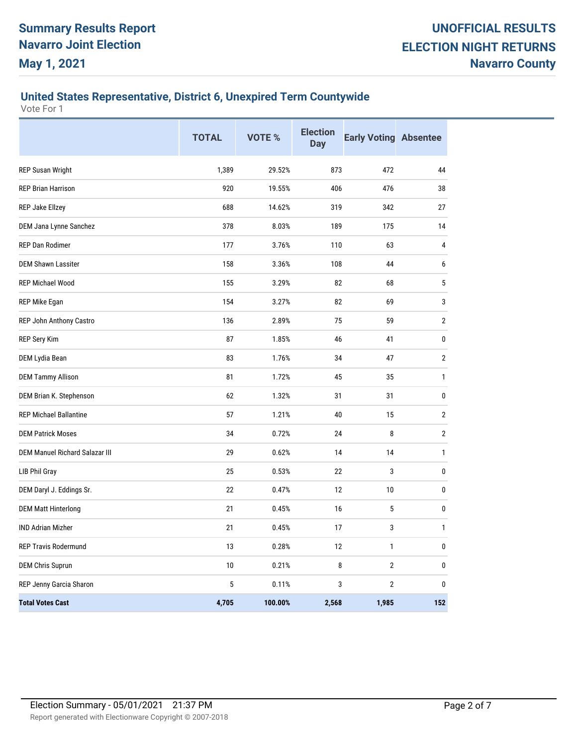# Summary Results Report
## Navarro Joint Election
## May 1, 2021

**UNOFFICIAL RESULTS**
**ELECTION NIGHT RETURNS**
**Navarro County**

### United States Representative, District 6, Unexpired Term Countywide

Vote For 1

| | TOTAL | VOTE % | Election Day | Early Voting | Absentee |
|---|---|---|---|---|---|
| REP Susan Wright | 1,389 | 29.52% | 873 | 472 | 44 |
| REP Brian Harrison | 920 | 19.55% | 406 | 476 | 38 |
| REP Jake Ellzey | 688 | 14.62% | 319 | 342 | 27 |
| DEM Jana Lynne Sanchez | 378 | 8.03% | 189 | 175 | 14 |
| REP Dan Rodimer | 177 | 3.76% | 110 | 63 | 4 |
| DEM Shawn Lassiter | 158 | 3.36% | 108 | 44 | 6 |
| REP Michael Wood | 155 | 3.29% | 82 | 68 | 5 |
| REP Mike Egan | 154 | 3.27% | 82 | 69 | 3 |
| REP John Anthony Castro | 136 | 2.89% | 75 | 59 | 2 |
| REP Sery Kim | 87 | 1.85% | 46 | 41 | 0 |
| DEM Lydia Bean | 83 | 1.76% | 34 | 47 | 2 |
| DEM Tammy Allison | 81 | 1.72% | 45 | 35 | 1 |
| DEM Brian K. Stephenson | 62 | 1.32% | 31 | 31 | 0 |
| REP Michael Ballantine | 57 | 1.21% | 40 | 15 | 2 |
| DEM Patrick Moses | 34 | 0.72% | 24 | 8 | 2 |
| DEM Manuel Richard Salazar III | 29 | 0.62% | 14 | 14 | 1 |
| LIB Phil Gray | 25 | 0.53% | 22 | 3 | 0 |
| DEM Daryl J. Eddings Sr. | 22 | 0.47% | 12 | 10 | 0 |
| DEM Matt Hinterlong | 21 | 0.45% | 16 | 5 | 0 |
| IND Adrian Mizher | 21 | 0.45% | 17 | 3 | 1 |
| REP Travis Rodermund | 13 | 0.28% | 12 | 1 | 0 |
| DEM Chris Suprun | 10 | 0.21% | 8 | 2 | 0 |
| REP Jenny Garcia Sharon | 5 | 0.11% | 3 | 2 | 0 |
| **Total Votes Cast** | **4,705** | **100.00%** | **2,568** | **1,985** | **152** |

Election Summary - 05/01/2021 21:37 PM

Report generated with Electionware Copyright © 2007-2018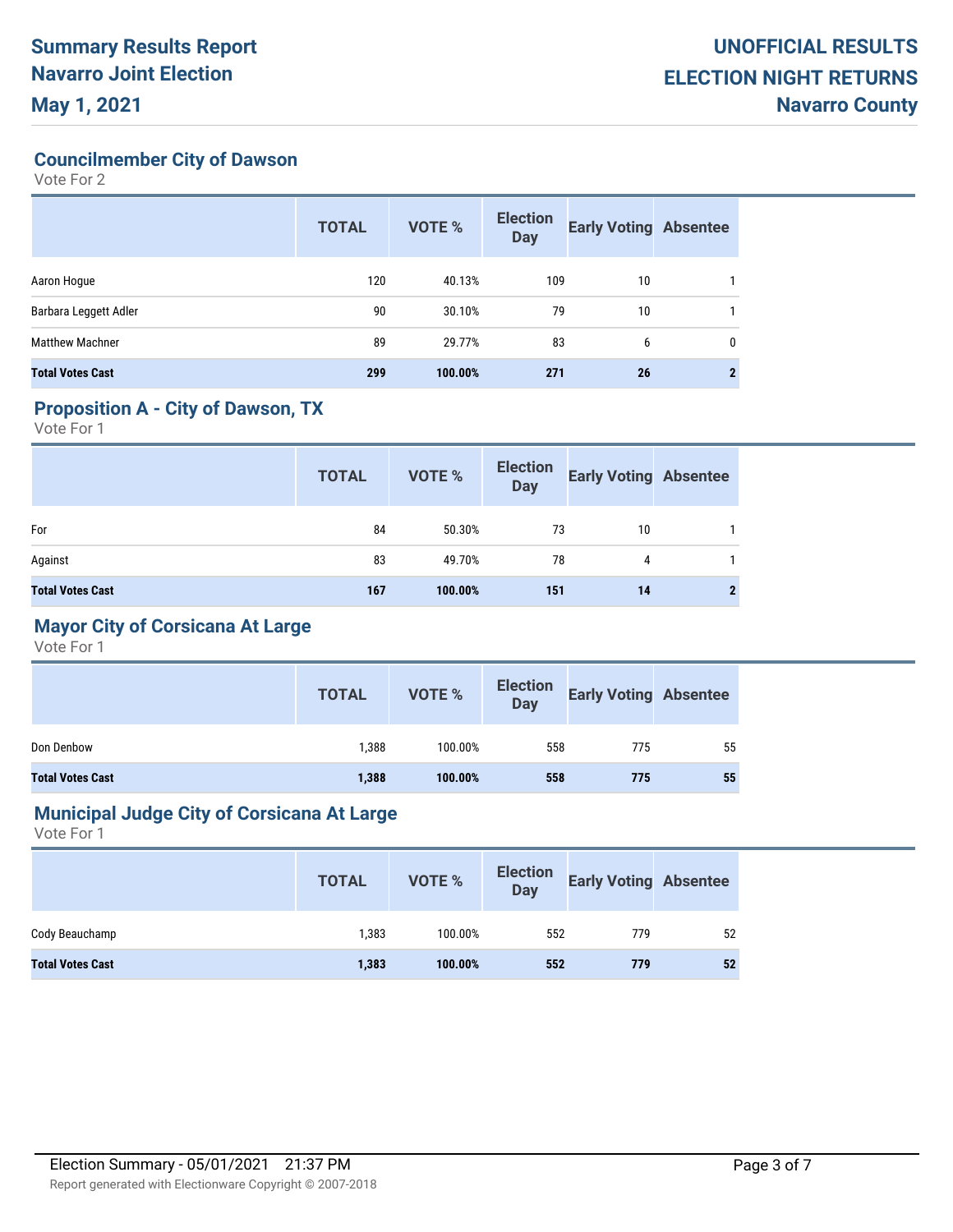## Councilmember City of Dawson

Vote For 2

| | TOTAL | VOTE % | Election Day | Early Voting | Absentee |
|---|---|---|---|---|---|
| Aaron Hogue | 120 | 40.13% | 109 | 10 | 1 |
| Barbara Leggett Adler | 90 | 30.10% | 79 | 10 | 1 |
| Matthew Machner | 89 | 29.77% | 83 | 6 | 0 |
| **Total Votes Cast** | **299** | **100.00%** | **271** | **26** | **2** |

## Proposition A - City of Dawson, TX

Vote For 1

| | TOTAL | VOTE % | Election Day | Early Voting | Absentee |
|---|---|---|---|---|---|
| For | 84 | 50.30% | 73 | 10 | 1 |
| Against | 83 | 49.70% | 78 | 4 | 1 |
| **Total Votes Cast** | **167** | **100.00%** | **151** | **14** | **2** |

## Mayor City of Corsicana At Large

Vote For 1

| | TOTAL | VOTE % | Election Day | Early Voting | Absentee |
|---|---|---|---|---|---|
| Don Denbow | 1,388 | 100.00% | 558 | 775 | 55 |
| **Total Votes Cast** | **1,388** | **100.00%** | **558** | **775** | **55** |

## Municipal Judge City of Corsicana At Large

Vote For 1

| | TOTAL | VOTE % | Election Day | Early Voting | Absentee |
|---|---|---|---|---|---|
| Cody Beauchamp | 1,383 | 100.00% | 552 | 779 | 52 |
| **Total Votes Cast** | **1,383** | **100.00%** | **552** | **779** | **52** |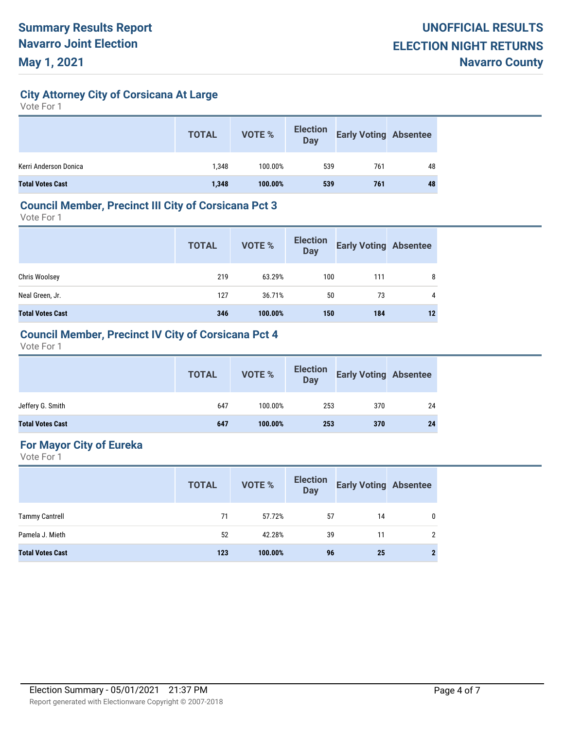# Summary Results Report
# Navarro Joint Election
# May 1, 2021

**UNOFFICIAL RESULTS**
**ELECTION NIGHT RETURNS**
**Navarro County**

## City Attorney City of Corsicana At Large

Vote For 1

| | TOTAL | VOTE % | Election Day | Early Voting | Absentee |
|---|---|---|---|---|---|
| Kerri Anderson Donica | 1,348 | 100.00% | 539 | 761 | 48 |
| **Total Votes Cast** | **1,348** | **100.00%** | **539** | **761** | **48** |

## Council Member, Precinct III City of Corsicana Pct 3

Vote For 1

| | TOTAL | VOTE % | Election Day | Early Voting | Absentee |
|---|---|---|---|---|---|
| Chris Woolsey | 219 | 63.29% | 100 | 111 | 8 |
| Neal Green, Jr. | 127 | 36.71% | 50 | 73 | 4 |
| **Total Votes Cast** | **346** | **100.00%** | **150** | **184** | **12** |

## Council Member, Precinct IV City of Corsicana Pct 4

Vote For 1

| | TOTAL | VOTE % | Election Day | Early Voting | Absentee |
|---|---|---|---|---|---|
| Jeffery G. Smith | 647 | 100.00% | 253 | 370 | 24 |
| **Total Votes Cast** | **647** | **100.00%** | **253** | **370** | **24** |

## For Mayor City of Eureka

Vote For 1

| | TOTAL | VOTE % | Election Day | Early Voting | Absentee |
|---|---|---|---|---|---|
| Tammy Cantrell | 71 | 57.72% | 57 | 14 | 0 |
| Pamela J. Mieth | 52 | 42.28% | 39 | 11 | 2 |
| **Total Votes Cast** | **123** | **100.00%** | **96** | **25** | **2** |

Election Summary - 05/01/2021 21:37 PM

Report generated with Electionware Copyright © 2007-2018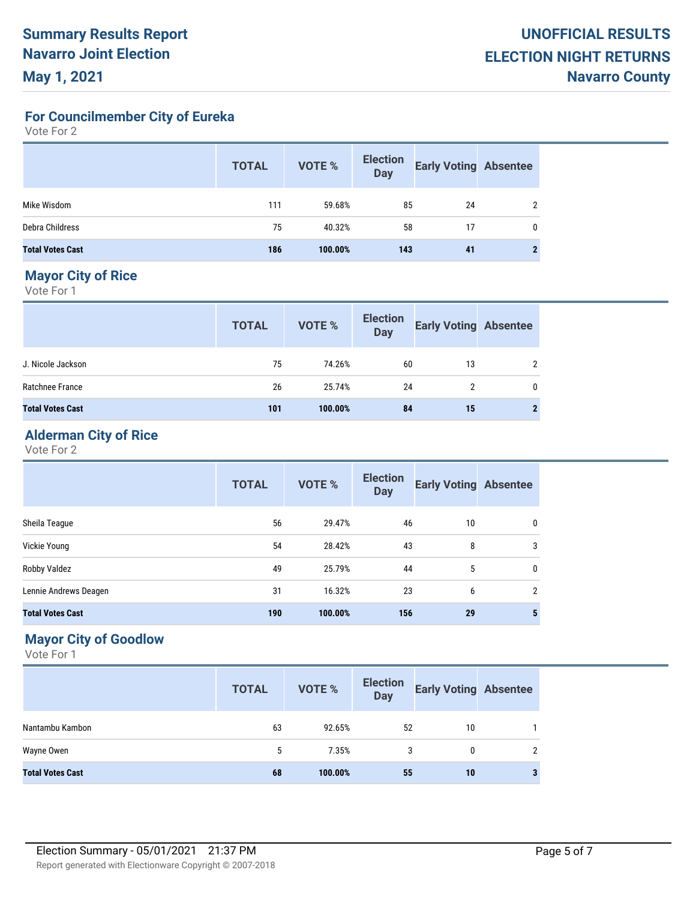# Summary Results Report

## Navarro Joint Election

## May 1, 2021

**UNOFFICIAL RESULTS**
**ELECTION NIGHT RETURNS**
**Navarro County**

### For Councilmember City of Eureka

Vote For 2

| | TOTAL | VOTE % | Election Day | Early Voting | Absentee |
|---|---|---|---|---|---|
| Mike Wisdom | 111 | 59.68% | 85 | 24 | 2 |
| Debra Childress | 75 | 40.32% | 58 | 17 | 0 |
| **Total Votes Cast** | **186** | **100.00%** | **143** | **41** | **2** |

### Mayor City of Rice

Vote For 1

| | TOTAL | VOTE % | Election Day | Early Voting | Absentee |
|---|---|---|---|---|---|
| J. Nicole Jackson | 75 | 74.26% | 60 | 13 | 2 |
| Ratchnee France | 26 | 25.74% | 24 | 2 | 0 |
| **Total Votes Cast** | **101** | **100.00%** | **84** | **15** | **2** |

### Alderman City of Rice

Vote For 2

| | TOTAL | VOTE % | Election Day | Early Voting | Absentee |
|---|---|---|---|---|---|
| Sheila Teague | 56 | 29.47% | 46 | 10 | 0 |
| Vickie Young | 54 | 28.42% | 43 | 8 | 3 |
| Robby Valdez | 49 | 25.79% | 44 | 5 | 0 |
| Lennie Andrews Deagen | 31 | 16.32% | 23 | 6 | 2 |
| **Total Votes Cast** | **190** | **100.00%** | **156** | **29** | **5** |

### Mayor City of Goodlow

Vote For 1

| | TOTAL | VOTE % | Election Day | Early Voting | Absentee |
|---|---|---|---|---|---|
| Nantambu Kambon | 63 | 92.65% | 52 | 10 | 1 |
| Wayne Owen | 5 | 7.35% | 3 | 0 | 2 |
| **Total Votes Cast** | **68** | **100.00%** | **55** | **10** | **3** |

Election Summary - 05/01/2021 21:37 PM

Report generated with Electionware Copyright © 2007-2018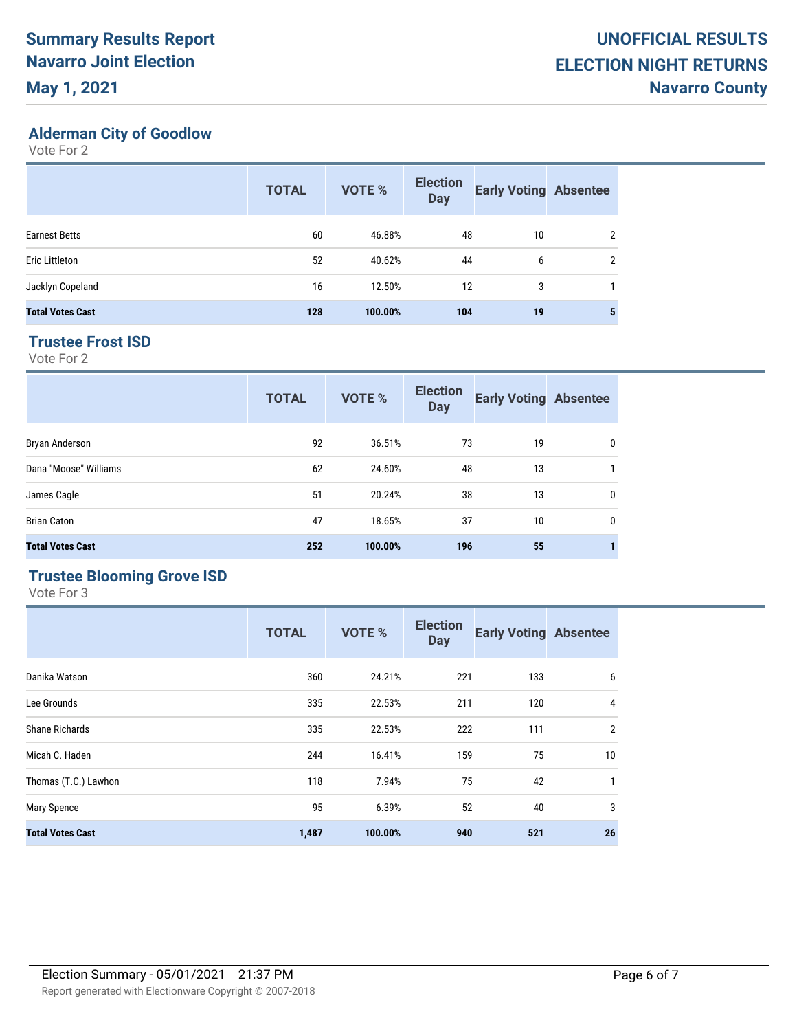# Summary Results Report
# Navarro Joint Election
# May 1, 2021

# UNOFFICIAL RESULTS
# ELECTION NIGHT RETURNS
# Navarro County

## Alderman City of Goodlow

Vote For 2

| | TOTAL | VOTE % | Election Day | Early Voting | Absentee |
|---|---|---|---|---|---|
| Earnest Betts | 60 | 46.88% | 48 | 10 | 2 |
| Eric Littleton | 52 | 40.62% | 44 | 6 | 2 |
| Jacklyn Copeland | 16 | 12.50% | 12 | 3 | 1 |
| **Total Votes Cast** | **128** | **100.00%** | **104** | **19** | **5** |

## Trustee Frost ISD

Vote For 2

| | TOTAL | VOTE % | Election Day | Early Voting | Absentee |
|---|---|---|---|---|---|
| Bryan Anderson | 92 | 36.51% | 73 | 19 | 0 |
| Dana "Moose" Williams | 62 | 24.60% | 48 | 13 | 1 |
| James Cagle | 51 | 20.24% | 38 | 13 | 0 |
| Brian Caton | 47 | 18.65% | 37 | 10 | 0 |
| **Total Votes Cast** | **252** | **100.00%** | **196** | **55** | **1** |

## Trustee Blooming Grove ISD

Vote For 3

| | TOTAL | VOTE % | Election Day | Early Voting | Absentee |
|---|---|---|---|---|---|
| Danika Watson | 360 | 24.21% | 221 | 133 | 6 |
| Lee Grounds | 335 | 22.53% | 211 | 120 | 4 |
| Shane Richards | 335 | 22.53% | 222 | 111 | 2 |
| Micah C. Haden | 244 | 16.41% | 159 | 75 | 10 |
| Thomas (T.C.) Lawhon | 118 | 7.94% | 75 | 42 | 1 |
| Mary Spence | 95 | 6.39% | 52 | 40 | 3 |
| **Total Votes Cast** | **1,487** | **100.00%** | **940** | **521** | **26** |

Election Summary - 05/01/2021 21:37 PM

Report generated with Electionware Copyright © 2007-2018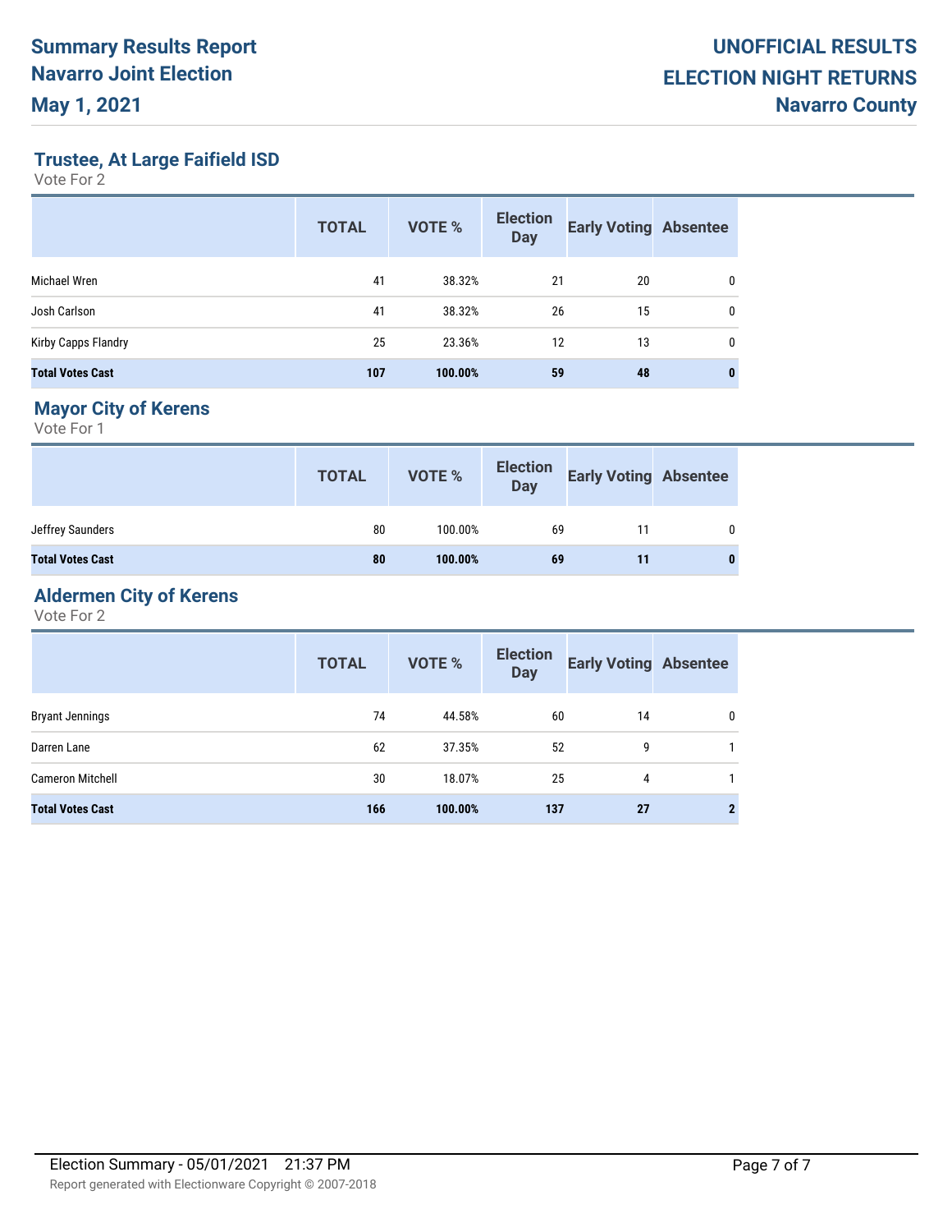# Summary Results Report
# Navarro Joint Election
# May 1, 2021

**UNOFFICIAL RESULTS**
**ELECTION NIGHT RETURNS**
**Navarro County**

## Trustee, At Large Faifield ISD

Vote For 2

| | TOTAL | VOTE % | Election Day | Early Voting | Absentee |
|---|---|---|---|---|---|
| Michael Wren | 41 | 38.32% | 21 | 20 | 0 |
| Josh Carlson | 41 | 38.32% | 26 | 15 | 0 |
| Kirby Capps Flandry | 25 | 23.36% | 12 | 13 | 0 |
| **Total Votes Cast** | **107** | **100.00%** | **59** | **48** | **0** |

## Mayor City of Kerens

Vote For 1

| | TOTAL | VOTE % | Election Day | Early Voting | Absentee |
|---|---|---|---|---|---|
| Jeffrey Saunders | 80 | 100.00% | 69 | 11 | 0 |
| **Total Votes Cast** | **80** | **100.00%** | **69** | **11** | **0** |

## Aldermen City of Kerens

Vote For 2

| | TOTAL | VOTE % | Election Day | Early Voting | Absentee |
|---|---|---|---|---|---|
| Bryant Jennings | 74 | 44.58% | 60 | 14 | 0 |
| Darren Lane | 62 | 37.35% | 52 | 9 | 1 |
| Cameron Mitchell | 30 | 18.07% | 25 | 4 | 1 |
| **Total Votes Cast** | **166** | **100.00%** | **137** | **27** | **2** |

Election Summary - 05/01/2021 21:37 PM

Report generated with Electionware Copyright © 2007-2018